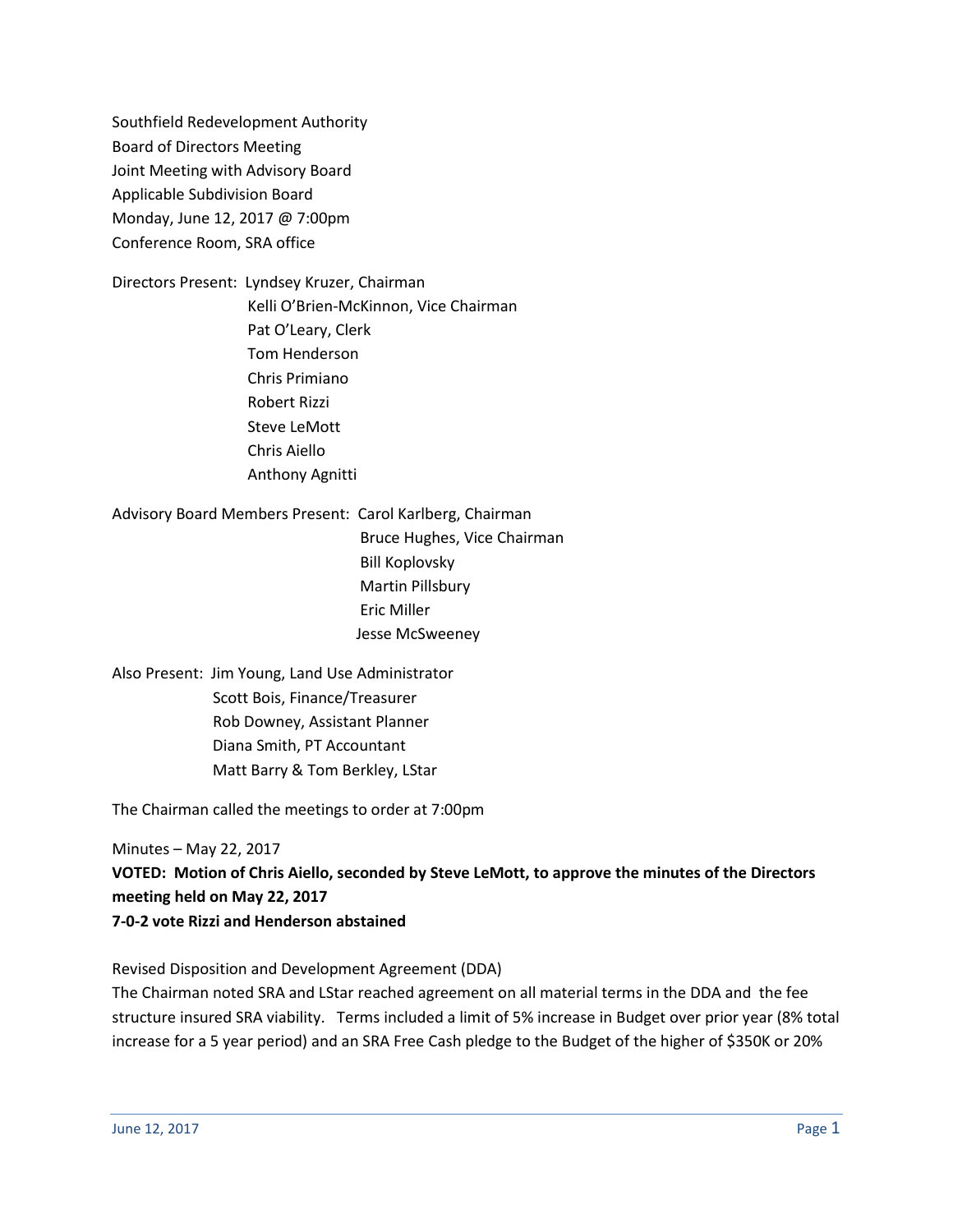Southfield Redevelopment Authority
Board of Directors Meeting
Joint Meeting with Advisory Board
Applicable Subdivision Board
Monday, June 12, 2017 @ 7:00pm
Conference Room, SRA office

Directors Present: Lyndsey Kruzer, Chairman
Kelli O'Brien-McKinnon, Vice Chairman
Pat O'Leary, Clerk
Tom Henderson
Chris Primiano
Robert Rizzi
Steve LeMott
Chris Aiello
Anthony Agnitti

Advisory Board Members Present: Carol Karlberg, Chairman
Bruce Hughes, Vice Chairman
Bill Koplovsky
Martin Pillsbury
Eric Miller
Jesse McSweeney

Also Present: Jim Young, Land Use Administrator
Scott Bois, Finance/Treasurer
Rob Downey, Assistant Planner
Diana Smith, PT Accountant
Matt Barry & Tom Berkley, LStar

The Chairman called the meetings to order at 7:00pm

Minutes – May 22, 2017

**VOTED: Motion of Chris Aiello, seconded by Steve LeMott, to approve the minutes of the Directors meeting held on May 22, 2017**
**7-0-2 vote Rizzi and Henderson abstained**

Revised Disposition and Development Agreement (DDA)

The Chairman noted SRA and LStar reached agreement on all material terms in the DDA and the fee structure insured SRA viability. Terms included a limit of 5% increase in Budget over prior year (8% total increase for a 5 year period) and an SRA Free Cash pledge to the Budget of the higher of $350K or 20%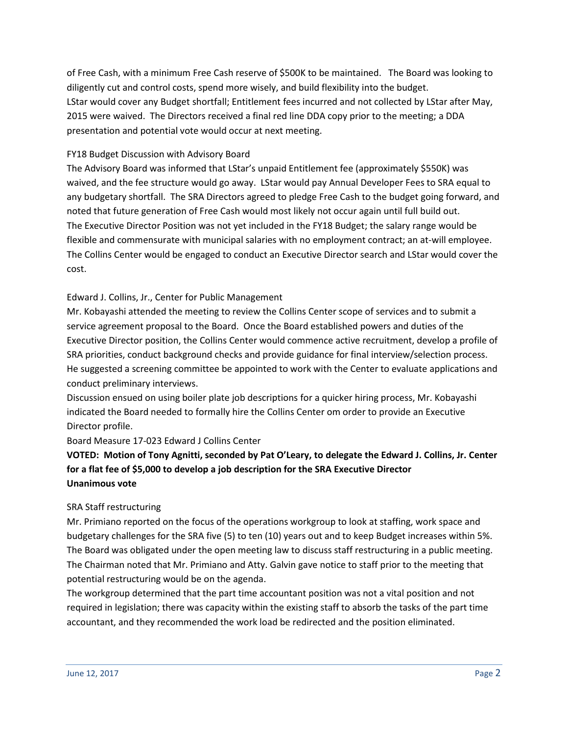of Free Cash, with a minimum Free Cash reserve of $500K to be maintained. The Board was looking to diligently cut and control costs, spend more wisely, and build flexibility into the budget.
LStar would cover any Budget shortfall; Entitlement fees incurred and not collected by LStar after May, 2015 were waived. The Directors received a final red line DDA copy prior to the meeting; a DDA presentation and potential vote would occur at next meeting.

FY18 Budget Discussion with Advisory Board

The Advisory Board was informed that LStar's unpaid Entitlement fee (approximately $550K) was waived, and the fee structure would go away. LStar would pay Annual Developer Fees to SRA equal to any budgetary shortfall. The SRA Directors agreed to pledge Free Cash to the budget going forward, and noted that future generation of Free Cash would most likely not occur again until full build out.
The Executive Director Position was not yet included in the FY18 Budget; the salary range would be flexible and commensurate with municipal salaries with no employment contract; an at-will employee. The Collins Center would be engaged to conduct an Executive Director search and LStar would cover the cost.

Edward J. Collins, Jr., Center for Public Management

Mr. Kobayashi attended the meeting to review the Collins Center scope of services and to submit a service agreement proposal to the Board. Once the Board established powers and duties of the Executive Director position, the Collins Center would commence active recruitment, develop a profile of SRA priorities, conduct background checks and provide guidance for final interview/selection process. He suggested a screening committee be appointed to work with the Center to evaluate applications and conduct preliminary interviews.
Discussion ensued on using boiler plate job descriptions for a quicker hiring process, Mr. Kobayashi indicated the Board needed to formally hire the Collins Center om order to provide an Executive Director profile.
Board Measure 17-023 Edward J Collins Center

**VOTED: Motion of Tony Agnitti, seconded by Pat O'Leary, to delegate the Edward J. Collins, Jr. Center for a flat fee of $5,000 to develop a job description for the SRA Executive Director**
**Unanimous vote**

SRA Staff restructuring

Mr. Primiano reported on the focus of the operations workgroup to look at staffing, work space and budgetary challenges for the SRA five (5) to ten (10) years out and to keep Budget increases within 5%. The Board was obligated under the open meeting law to discuss staff restructuring in a public meeting. The Chairman noted that Mr. Primiano and Atty. Galvin gave notice to staff prior to the meeting that potential restructuring would be on the agenda.
The workgroup determined that the part time accountant position was not a vital position and not required in legislation; there was capacity within the existing staff to absorb the tasks of the part time accountant, and they recommended the work load be redirected and the position eliminated.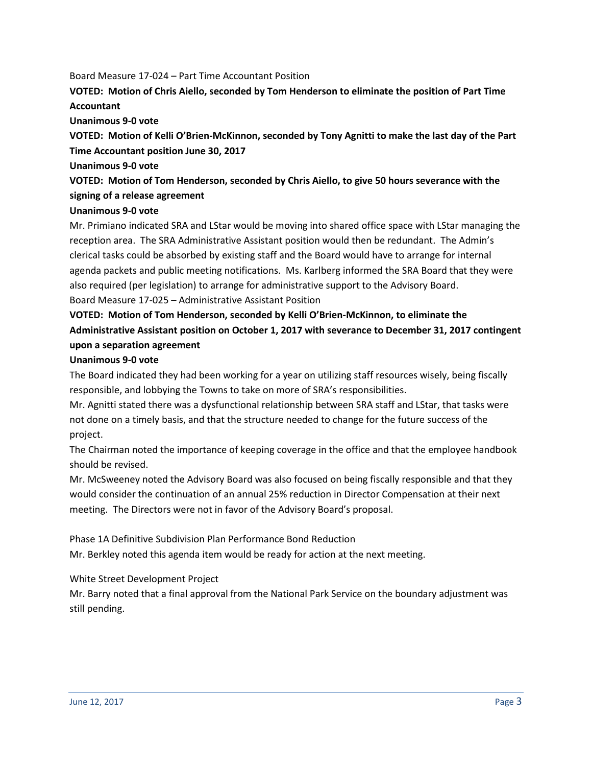Board Measure 17-024 – Part Time Accountant Position

**VOTED: Motion of Chris Aiello, seconded by Tom Henderson to eliminate the position of Part Time Accountant**

**Unanimous 9-0 vote**

**VOTED: Motion of Kelli O'Brien-McKinnon, seconded by Tony Agnitti to make the last day of the Part Time Accountant position June 30, 2017**

**Unanimous 9-0 vote**

**VOTED: Motion of Tom Henderson, seconded by Chris Aiello, to give 50 hours severance with the signing of a release agreement**

**Unanimous 9-0 vote**

Mr. Primiano indicated SRA and LStar would be moving into shared office space with LStar managing the reception area. The SRA Administrative Assistant position would then be redundant. The Admin's clerical tasks could be absorbed by existing staff and the Board would have to arrange for internal agenda packets and public meeting notifications. Ms. Karlberg informed the SRA Board that they were also required (per legislation) to arrange for administrative support to the Advisory Board.

Board Measure 17-025 – Administrative Assistant Position

**VOTED: Motion of Tom Henderson, seconded by Kelli O'Brien-McKinnon, to eliminate the Administrative Assistant position on October 1, 2017 with severance to December 31, 2017 contingent upon a separation agreement**

**Unanimous 9-0 vote**

The Board indicated they had been working for a year on utilizing staff resources wisely, being fiscally responsible, and lobbying the Towns to take on more of SRA's responsibilities.

Mr. Agnitti stated there was a dysfunctional relationship between SRA staff and LStar, that tasks were not done on a timely basis, and that the structure needed to change for the future success of the project.

The Chairman noted the importance of keeping coverage in the office and that the employee handbook should be revised.

Mr. McSweeney noted the Advisory Board was also focused on being fiscally responsible and that they would consider the continuation of an annual 25% reduction in Director Compensation at their next meeting. The Directors were not in favor of the Advisory Board's proposal.

Phase 1A Definitive Subdivision Plan Performance Bond Reduction

Mr. Berkley noted this agenda item would be ready for action at the next meeting.

White Street Development Project

Mr. Barry noted that a final approval from the National Park Service on the boundary adjustment was still pending.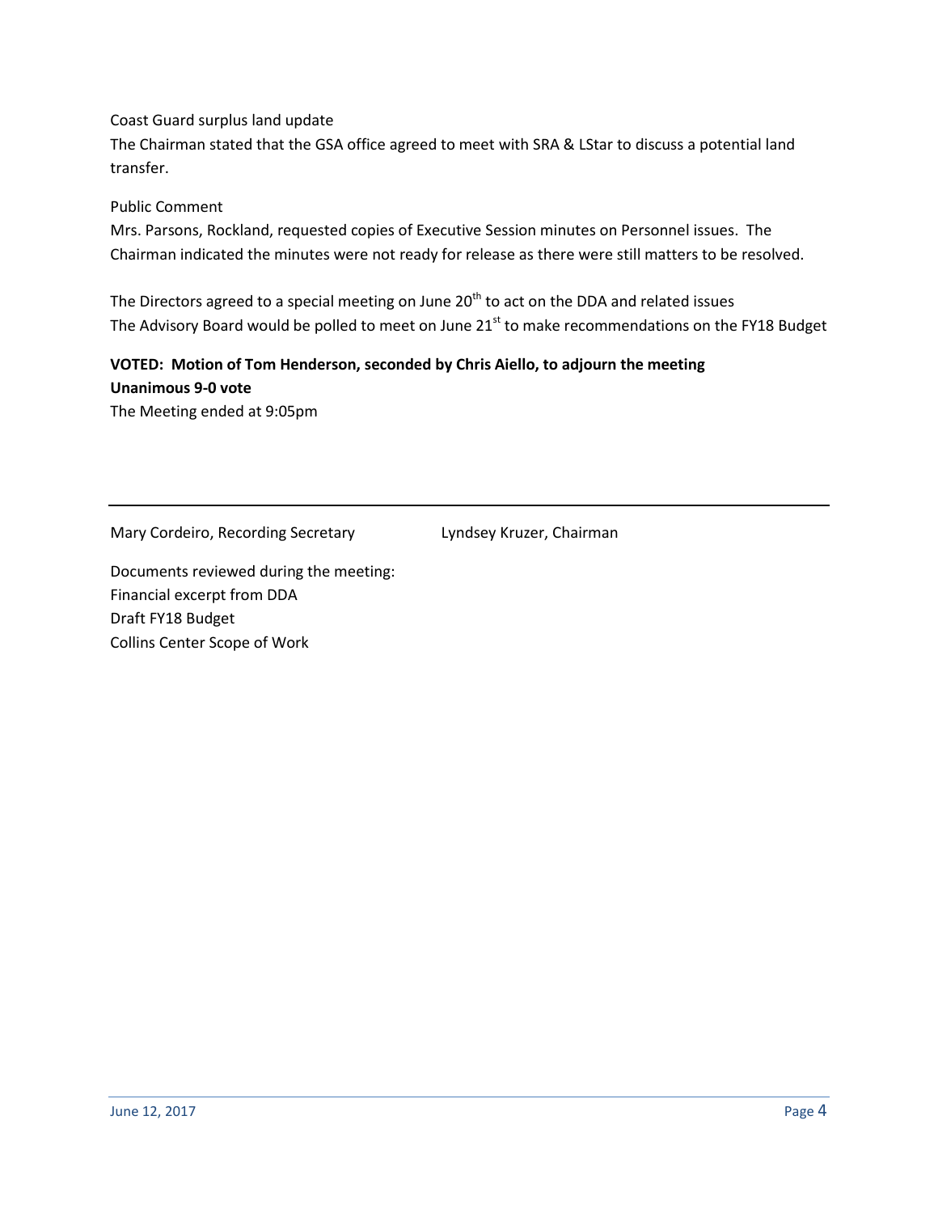Coast Guard surplus land update

The Chairman stated that the GSA office agreed to meet with SRA & LStar to discuss a potential land transfer.

Public Comment

Mrs. Parsons, Rockland, requested copies of Executive Session minutes on Personnel issues. The Chairman indicated the minutes were not ready for release as there were still matters to be resolved.

The Directors agreed to a special meeting on June 20th to act on the DDA and related issues
The Advisory Board would be polled to meet on June 21st to make recommendations on the FY18 Budget

**VOTED: Motion of Tom Henderson, seconded by Chris Aiello, to adjourn the meeting**
**Unanimous 9-0 vote**
The Meeting ended at 9:05pm

---

Mary Cordeiro, Recording Secretary Lyndsey Kruzer, Chairman

Documents reviewed during the meeting:
Financial excerpt from DDA
Draft FY18 Budget
Collins Center Scope of Work